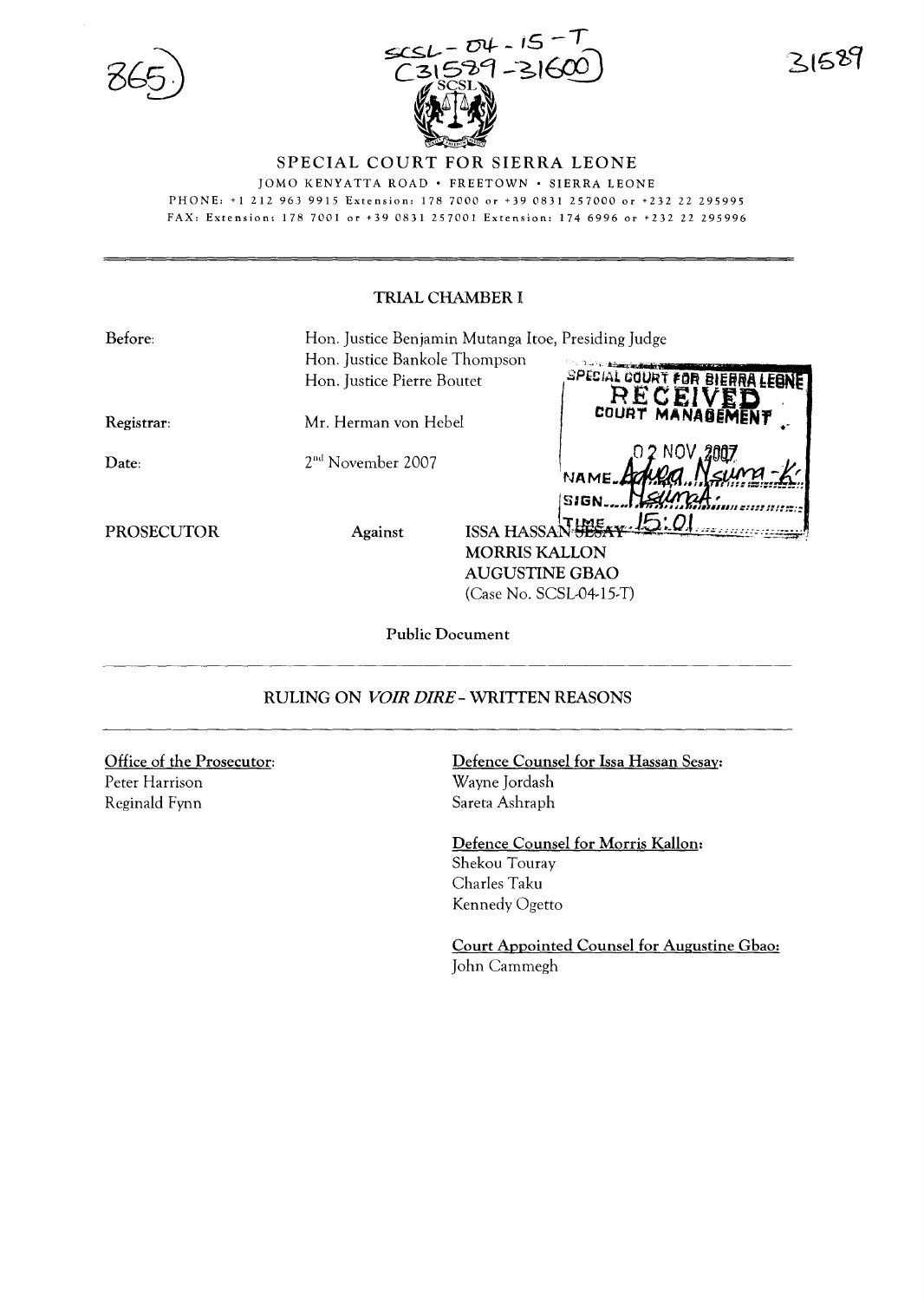SCSL - 04 - 15 - T
(31589 - 31600)

865

31589

SPECIAL COURT FOR SIERRA LEONE

JOMO KENYATTA ROAD • FREETOWN • SIERRA LEONE

PHONE: +1 212 963 9915 Extension: 178 7000 or +39 0831 257000 or +232 22 295995

FAX: Extension: 178 7001 or +39 0831 257001 Extension: 174 6996 or +232 22 295996

## TRIAL CHAMBER I

**Before:** Hon. Justice Benjamin Mutanga Itoe, Presiding Judge
Hon. Justice Bankole Thompson
Hon. Justice Pierre Boutet

**Registrar:** Mr. Herman von Hebel

**Date:** 2nd November 2007

SPECIAL COURT FOR SIERRA LEONE
RECEIVED
COURT MANAGEMENT
02 NOV 2007
NAME Adura Nsuma-K
SIGN Nsumah
TIME 15:01

**PROSECUTOR** Against ISSA HASSAN SESAY
MORRIS KALLON
AUGUSTINE GBAO
(Case No. SCSL-04-15-T)

Public Document

## RULING ON *VOIR DIRE* - WRITTEN REASONS

**Office of the Prosecutor:**
Peter Harrison
Reginald Fynn

**Defence Counsel for Issa Hassan Sesay:**
Wayne Jordash
Sareta Ashraph

**Defence Counsel for Morris Kallon:**
Shekou Touray
Charles Taku
Kennedy Ogetto

**Court Appointed Counsel for Augustine Gbao:**
John Cammegh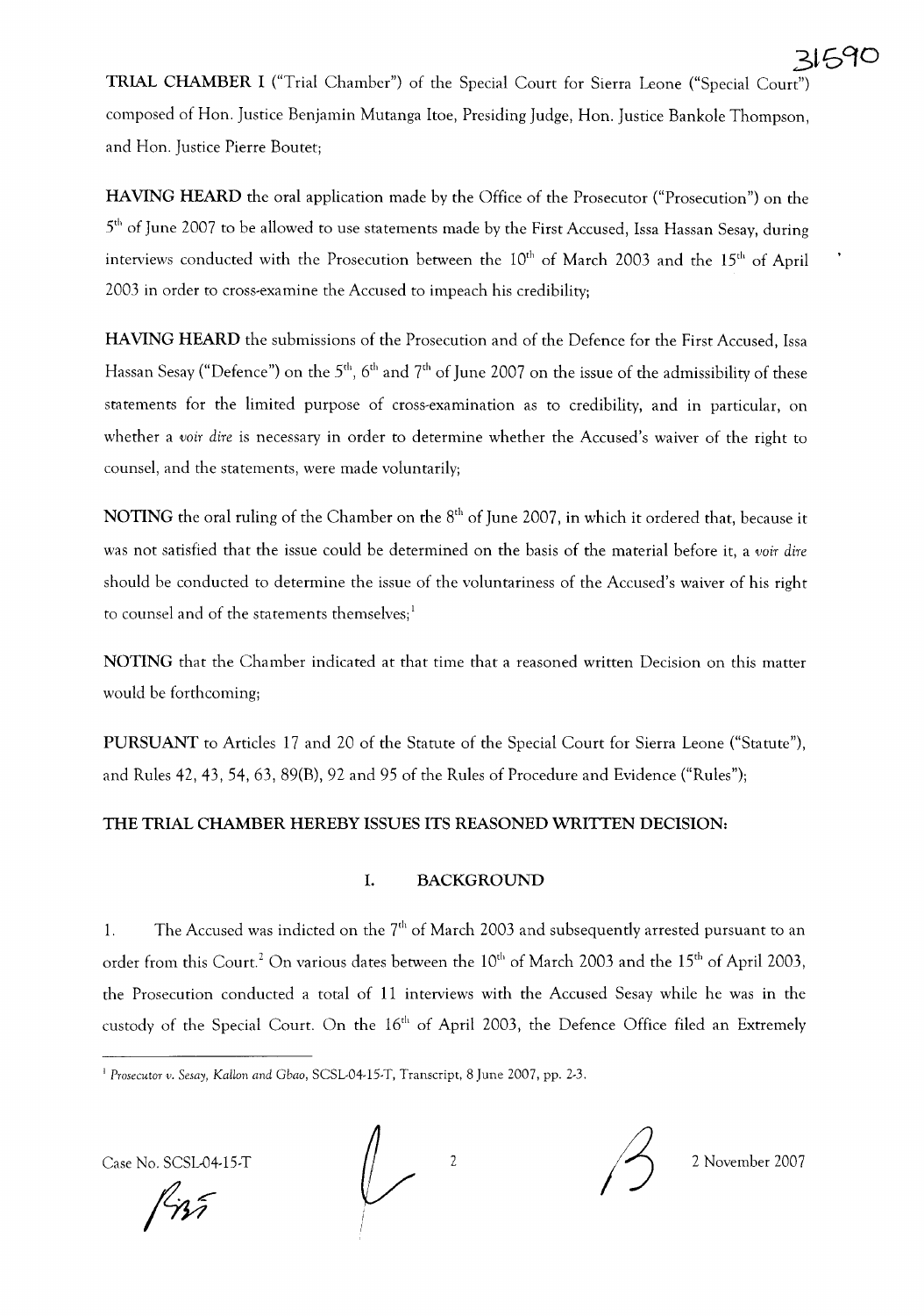**TRIAL CHAMBER I** ("Trial Chamber") of the Special Court for Sierra Leone ("Special Court") composed of Hon. Justice Benjamin Mutanga Itoe, Presiding Judge, Hon. Justice Bankole Thompson, and Hon. Justice Pierre Boutet;

**HAVING HEARD** the oral application made by the Office of the Prosecutor ("Prosecution") on the 5th of June 2007 to be allowed to use statements made by the First Accused, Issa Hassan Sesay, during interviews conducted with the Prosecution between the 10th of March 2003 and the 15th of April 2003 in order to cross-examine the Accused to impeach his credibility;

**HAVING HEARD** the submissions of the Prosecution and of the Defence for the First Accused, Issa Hassan Sesay ("Defence") on the 5th, 6th and 7th of June 2007 on the issue of the admissibility of these statements for the limited purpose of cross-examination as to credibility, and in particular, on whether a *voir dire* is necessary in order to determine whether the Accused's waiver of the right to counsel, and the statements, were made voluntarily;

**NOTING** the oral ruling of the Chamber on the 8th of June 2007, in which it ordered that, because it was not satisfied that the issue could be determined on the basis of the material before it, a *voir dire* should be conducted to determine the issue of the voluntariness of the Accused's waiver of his right to counsel and of the statements themselves;[1]

**NOTING** that the Chamber indicated at that time that a reasoned written Decision on this matter would be forthcoming;

**PURSUANT** to Articles 17 and 20 of the Statute of the Special Court for Sierra Leone ("Statute"), and Rules 42, 43, 54, 63, 89(B), 92 and 95 of the Rules of Procedure and Evidence ("Rules");

**THE TRIAL CHAMBER HEREBY ISSUES ITS REASONED WRITTEN DECISION:**

## I. BACKGROUND

1. The Accused was indicted on the 7th of March 2003 and subsequently arrested pursuant to an order from this Court.[2] On various dates between the 10th of March 2003 and the 15th of April 2003, the Prosecution conducted a total of 11 interviews with the Accused Sesay while he was in the custody of the Special Court. On the 16th of April 2003, the Defence Office filed an Extremely

---

[1] *Prosecutor v. Sesay, Kallon and Gbao*, SCSL-04-15-T, Transcript, 8 June 2007, pp. 2-3.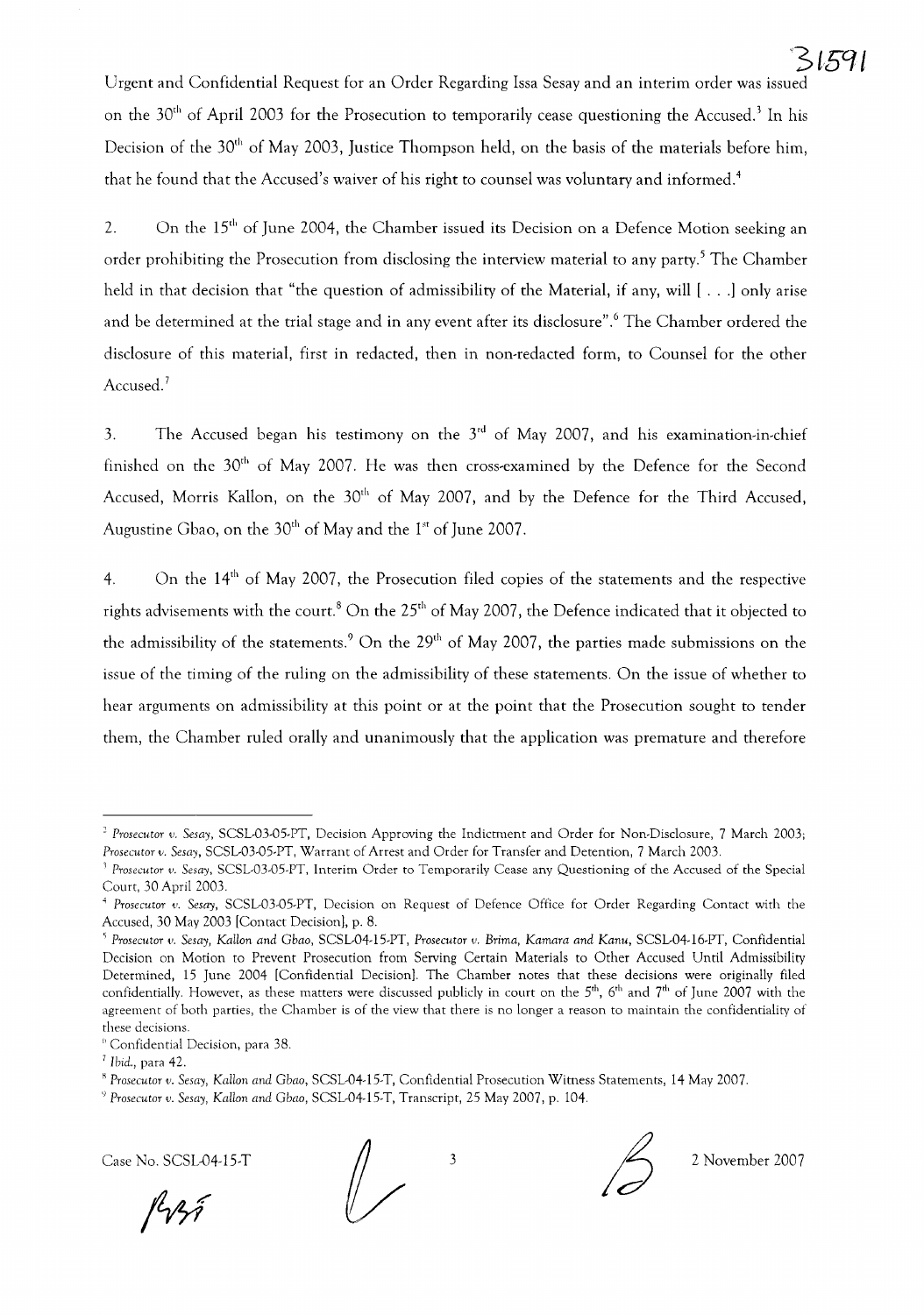Urgent and Confidential Request for an Order Regarding Issa Sesay and an interim order was issued on the 30th of April 2003 for the Prosecution to temporarily cease questioning the Accused.[3] In his Decision of the 30th of May 2003, Justice Thompson held, on the basis of the materials before him, that he found that the Accused's waiver of his right to counsel was voluntary and informed.[4]

2. On the 15th of June 2004, the Chamber issued its Decision on a Defence Motion seeking an order prohibiting the Prosecution from disclosing the interview material to any party.[5] The Chamber held in that decision that "the question of admissibility of the Material, if any, will [ . . .] only arise and be determined at the trial stage and in any event after its disclosure".[6] The Chamber ordered the disclosure of this material, first in redacted, then in non-redacted form, to Counsel for the other Accused.[7]

3. The Accused began his testimony on the 3rd of May 2007, and his examination-in-chief finished on the 30th of May 2007. He was then cross-examined by the Defence for the Second Accused, Morris Kallon, on the 30th of May 2007, and by the Defence for the Third Accused, Augustine Gbao, on the 30th of May and the 1st of June 2007.

4. On the 14th of May 2007, the Prosecution filed copies of the statements and the respective rights advisements with the court.[8] On the 25th of May 2007, the Defence indicated that it objected to the admissibility of the statements.[9] On the 29th of May 2007, the parties made submissions on the issue of the timing of the ruling on the admissibility of these statements. On the issue of whether to hear arguments on admissibility at this point or at the point that the Prosecution sought to tender them, the Chamber ruled orally and unanimously that the application was premature and therefore

---

[2] *Prosecutor v. Sesay*, SCSL-03-05-PT, Decision Approving the Indictment and Order for Non-Disclosure, 7 March 2003; *Prosecutor v. Sesay*, SCSL-03-05-PT, Warrant of Arrest and Order for Transfer and Detention, 7 March 2003.

[3] *Prosecutor v. Sesay*, SCSL-03-05-PT, Interim Order to Temporarily Cease any Questioning of the Accused of the Special Court, 30 April 2003.

[4] *Prosecutor v. Sesay*, SCSL-03-05-PT, Decision on Request of Defence Office for Order Regarding Contact with the Accused, 30 May 2003 [Contact Decision], p. 8.

[5] *Prosecutor v. Sesay, Kallon and Gbao*, SCSL-04-15-PT, *Prosecutor v. Brima, Kamara and Kanu*, SCSL-04-16-PT, Confidential Decision on Motion to Prevent Prosecution from Serving Certain Materials to Other Accused Until Admissibility Determined, 15 June 2004 [Confidential Decision]. The Chamber notes that these decisions were originally filed confidentially. However, as these matters were discussed publicly in court on the 5th, 6th and 7th of June 2007 with the agreement of both parties, the Chamber is of the view that there is no longer a reason to maintain the confidentiality of these decisions.

[6] Confidential Decision, para 38.

[7] *Ibid.*, para 42.

[8] *Prosecutor v. Sesay, Kallon and Gbao*, SCSL-04-15-T, Confidential Prosecution Witness Statements, 14 May 2007.

[9] *Prosecutor v. Sesay, Kallon and Gbao*, SCSL-04-15-T, Transcript, 25 May 2007, p. 104.

Case No. SCSL-04-15-T 2 November 2007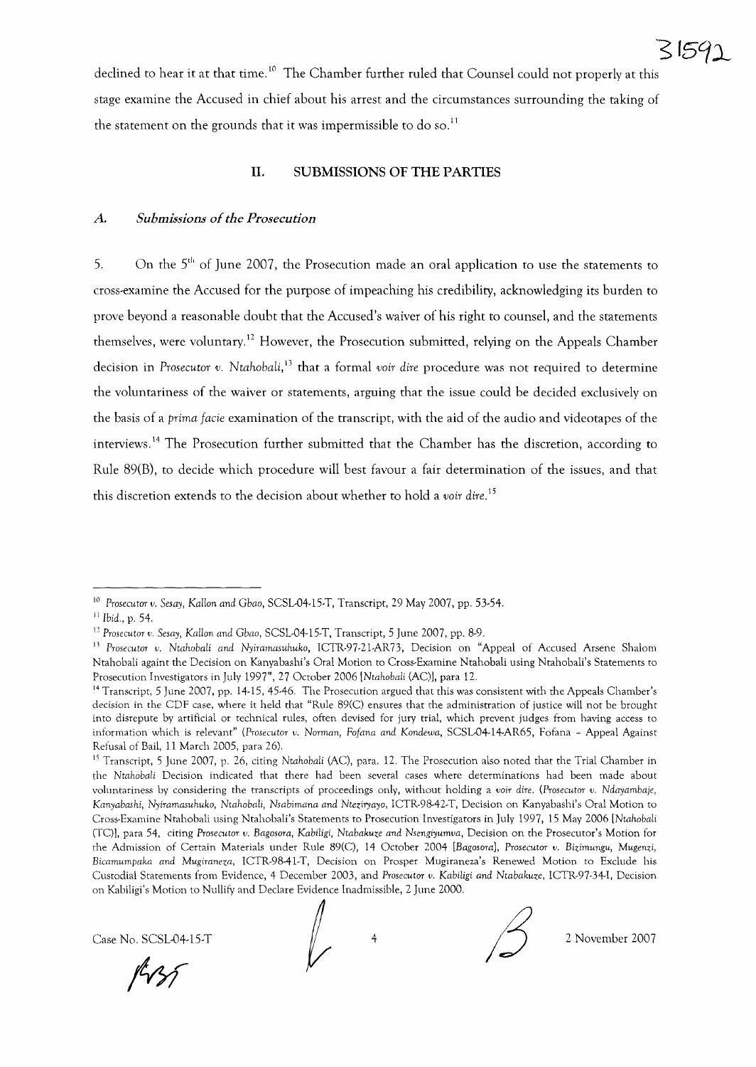declined to hear it at that time.[10] The Chamber further ruled that Counsel could not properly at this stage examine the Accused in chief about his arrest and the circumstances surrounding the taking of the statement on the grounds that it was impermissible to do so.[11]

## II. SUBMISSIONS OF THE PARTIES

### *A. Submissions of the Prosecution*

5. On the 5[th] of June 2007, the Prosecution made an oral application to use the statements to cross-examine the Accused for the purpose of impeaching his credibility, acknowledging its burden to prove beyond a reasonable doubt that the Accused's waiver of his right to counsel, and the statements themselves, were voluntary.[12] However, the Prosecution submitted, relying on the Appeals Chamber decision in *Prosecutor v. Ntahobali*,[13] that a formal *voir dire* procedure was not required to determine the voluntariness of the waiver or statements, arguing that the issue could be decided exclusively on the basis of a *prima facie* examination of the transcript, with the aid of the audio and videotapes of the interviews.[14] The Prosecution further submitted that the Chamber has the discretion, according to Rule 89(B), to decide which procedure will best favour a fair determination of the issues, and that this discretion extends to the decision about whether to hold a *voir dire*.[15]

---

[10] *Prosecutor v. Sesay, Kallon and Gbao*, SCSL-04-15-T, Transcript, 29 May 2007, pp. 53-54.

[11] *Ibid.*, p. 54.

[12] *Prosecutor v. Sesay, Kallon and Gbao*, SCSL-04-15-T, Transcript, 5 June 2007, pp. 8-9.

[13] *Prosecutor v. Ntahobali and Nyiramasuhuko*, ICTR-97-21-AR73, Decision on "Appeal of Accused Arsene Shalom Ntahobali againt the Decision on Kanyabashi's Oral Motion to Cross-Examine Ntahobali using Ntahobali's Statements to Prosecution Investigators in July 1997", 27 October 2006 [*Ntahobali* (AC)], para 12.

[14] Transcript, 5 June 2007, pp. 14-15, 45-46. The Prosecution argued that this was consistent with the Appeals Chamber's decision in the CDF case, where it held that "Rule 89(C) ensures that the administration of justice will not be brought into disrepute by artificial or technical rules, often devised for jury trial, which prevent judges from having access to information which is relevant" (*Prosecutor v. Norman, Fofana and Kondewa*, SCSL-04-14-AR65, Fofana – Appeal Against Refusal of Bail, 11 March 2005, para 26).

[15] Transcript, 5 June 2007, p. 26, citing *Ntahobali* (AC), para. 12. The Prosecution also noted that the Trial Chamber in the *Ntahobali* Decision indicated that there had been several cases where determinations had been made about voluntariness by considering the transcripts of proceedings only, without holding a *voir dire*. (*Prosecutor v. Ndayambaje, Kanyabashi, Nyiramasuhuko, Ntahobali, Nsabimana and Nteziryayo*, ICTR-98-42-T, Decision on Kanyabashi's Oral Motion to Cross-Examine Ntahobali using Ntahobali's Statements to Prosecution Investigators in July 1997, 15 May 2006 [*Ntahobali* (TC)], para 54, citing *Prosecutor v. Bagosora, Kabiligi, Ntabakuze and Nsengiyumva*, Decision on the Prosecutor's Motion for the Admission of Certain Materials under Rule 89(C), 14 October 2004 [*Bagosora*], *Prosecutor v. Bizimungu, Mugenzi, Bicamumpaka and Mugiraneza*, ICTR-98-41-T, Decision on Prosper Mugiraneza's Renewed Motion to Exclude his Custodial Statements from Evidence, 4 December 2003, and *Prosecutor v. Kabiligi and Ntabakuze*, ICTR-97-34-I, Decision on Kabiligi's Motion to Nullify and Declare Evidence Inadmissible, 2 June 2000.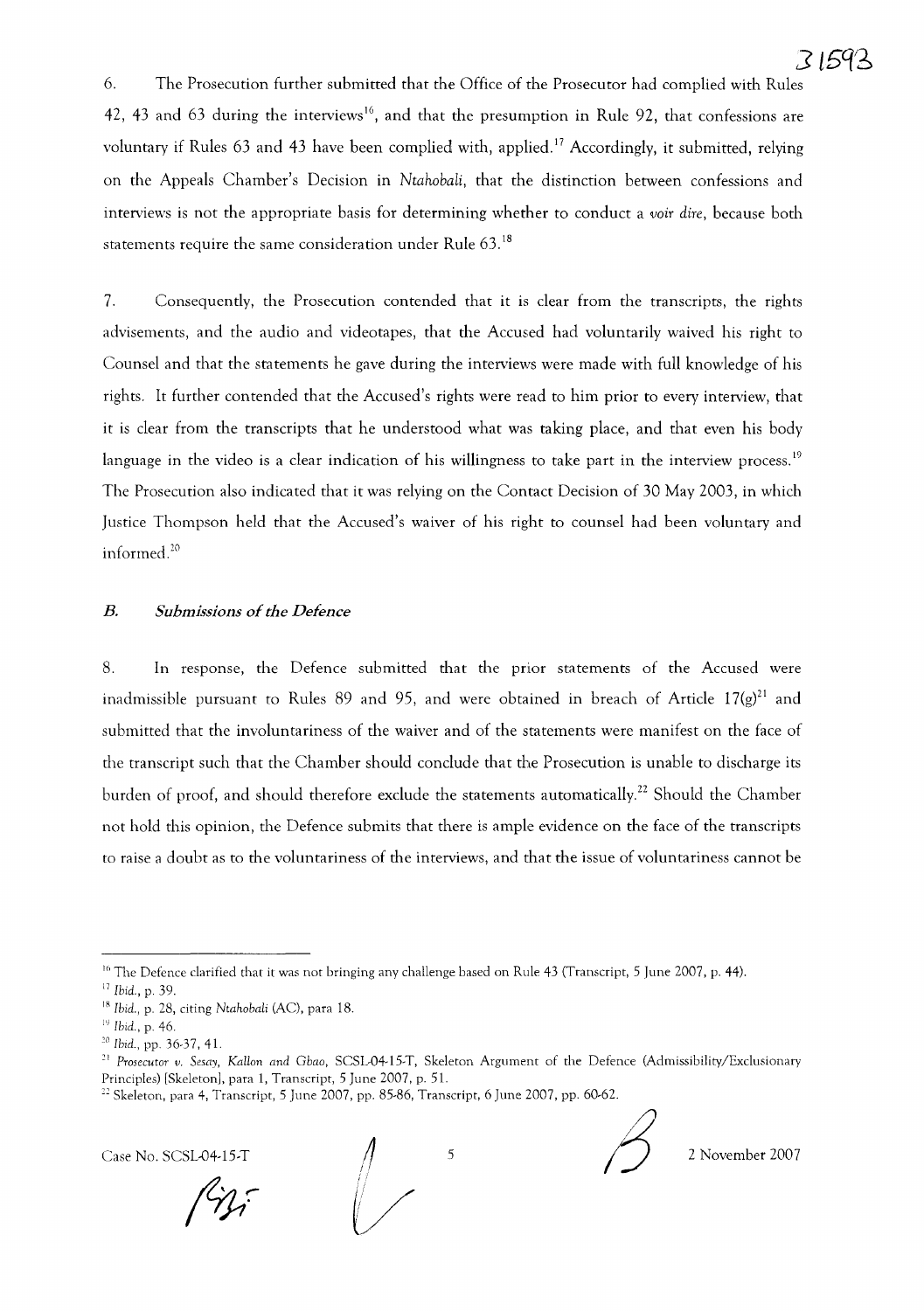6. The Prosecution further submitted that the Office of the Prosecutor had complied with Rules 42, 43 and 63 during the interviews[16], and that the presumption in Rule 92, that confessions are voluntary if Rules 63 and 43 have been complied with, applied.[17] Accordingly, it submitted, relying on the Appeals Chamber's Decision in *Ntahobali*, that the distinction between confessions and interviews is not the appropriate basis for determining whether to conduct a *voir dire*, because both statements require the same consideration under Rule 63.[18]

7. Consequently, the Prosecution contended that it is clear from the transcripts, the rights advisements, and the audio and videotapes, that the Accused had voluntarily waived his right to Counsel and that the statements he gave during the interviews were made with full knowledge of his rights. It further contended that the Accused's rights were read to him prior to every interview, that it is clear from the transcripts that he understood what was taking place, and that even his body language in the video is a clear indication of his willingness to take part in the interview process.[19] The Prosecution also indicated that it was relying on the Contact Decision of 30 May 2003, in which Justice Thompson held that the Accused's waiver of his right to counsel had been voluntary and informed.[20]

### *B. Submissions of the Defence*

8. In response, the Defence submitted that the prior statements of the Accused were inadmissible pursuant to Rules 89 and 95, and were obtained in breach of Article 17(g)[21] and submitted that the involuntariness of the waiver and of the statements were manifest on the face of the transcript such that the Chamber should conclude that the Prosecution is unable to discharge its burden of proof, and should therefore exclude the statements automatically.[22] Should the Chamber not hold this opinion, the Defence submits that there is ample evidence on the face of the transcripts to raise a doubt as to the voluntariness of the interviews, and that the issue of voluntariness cannot be

---

[16] The Defence clarified that it was not bringing any challenge based on Rule 43 (Transcript, 5 June 2007, p. 44).

[17] *Ibid.*, p. 39.

[18] *Ibid.*, p. 28, citing *Ntahobali* (AC), para 18.

[19] *Ibid.*, p. 46.

[20] *Ibid.*, pp. 36-37, 41.

[21] *Prosecutor v. Sesay, Kallon and Gbao*, SCSL-04-15-T, Skeleton Argument of the Defence (Admissibility/Exclusionary Principles) [Skeleton], para 1, Transcript, 5 June 2007, p. 51.

[22] Skeleton, para 4, Transcript, 5 June 2007, pp. 85-86, Transcript, 6 June 2007, pp. 60-62.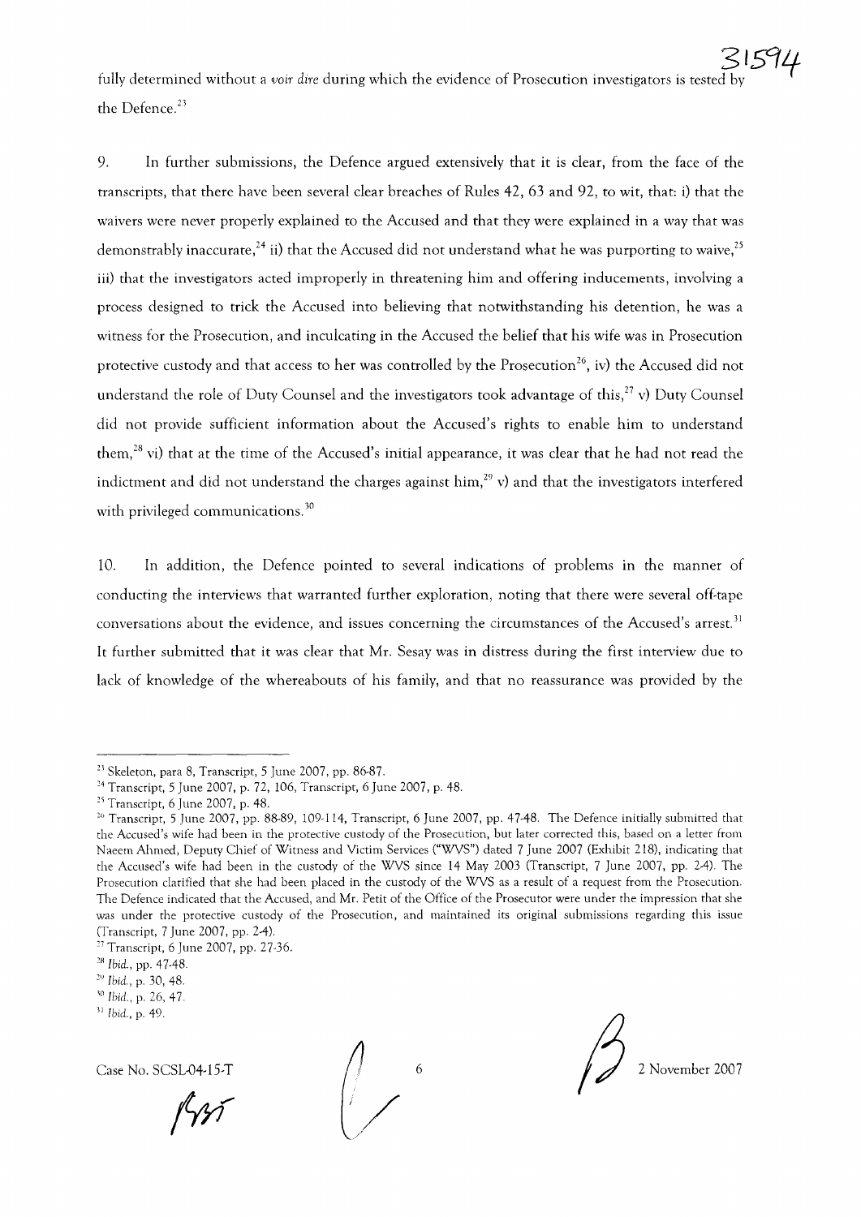fully determined without a *voir dire* during which the evidence of Prosecution investigators is tested by the Defence.[23]

9. In further submissions, the Defence argued extensively that it is clear, from the face of the transcripts, that there have been several clear breaches of Rules 42, 63 and 92, to wit, that: i) that the waivers were never properly explained to the Accused and that they were explained in a way that was demonstrably inaccurate,[24] ii) that the Accused did not understand what he was purporting to waive,[25] iii) that the investigators acted improperly in threatening him and offering inducements, involving a process designed to trick the Accused into believing that notwithstanding his detention, he was a witness for the Prosecution, and inculcating in the Accused the belief that his wife was in Prosecution protective custody and that access to her was controlled by the Prosecution[26], iv) the Accused did not understand the role of Duty Counsel and the investigators took advantage of this,[27] v) Duty Counsel did not provide sufficient information about the Accused's rights to enable him to understand them,[28] vi) that at the time of the Accused's initial appearance, it was clear that he had not read the indictment and did not understand the charges against him,[29] v) and that the investigators interfered with privileged communications.[30]

10. In addition, the Defence pointed to several indications of problems in the manner of conducting the interviews that warranted further exploration, noting that there were several off-tape conversations about the evidence, and issues concerning the circumstances of the Accused's arrest.[31] It further submitted that it was clear that Mr. Sesay was in distress during the first interview due to lack of knowledge of the whereabouts of his family, and that no reassurance was provided by the

---

[23] Skeleton, para 8, Transcript, 5 June 2007, pp. 86-87.

[24] Transcript, 5 June 2007, p. 72, 106, Transcript, 6 June 2007, p. 48.

[25] Transcript, 6 June 2007, p. 48.

[26] Transcript, 5 June 2007, pp. 88-89, 109-114, Transcript, 6 June 2007, pp. 47-48. The Defence initially submitted that the Accused's wife had been in the protective custody of the Prosecution, but later corrected this, based on a letter from Naeem Ahmed, Deputy Chief of Witness and Victim Services ("WVS") dated 7 June 2007 (Exhibit 218), indicating that the Accused's wife had been in the custody of the WVS since 14 May 2003 (Transcript, 7 June 2007, pp. 2-4). The Prosecution clarified that she had been placed in the custody of the WVS as a result of a request from the Prosecution. The Defence indicated that the Accused, and Mr. Petit of the Office of the Prosecutor were under the impression that she was under the protective custody of the Prosecution, and maintained its original submissions regarding this issue (Transcript, 7 June 2007, pp. 2-4).

[27] Transcript, 6 June 2007, pp. 27-36.

[28] *Ibid.*, pp. 47-48.

[29] *Ibid.*, p. 30, 48.

[30] *Ibid.*, p. 26, 47.

[31] *Ibid.*, p. 49.

Case No. SCSL-04-15-T 2 November 2007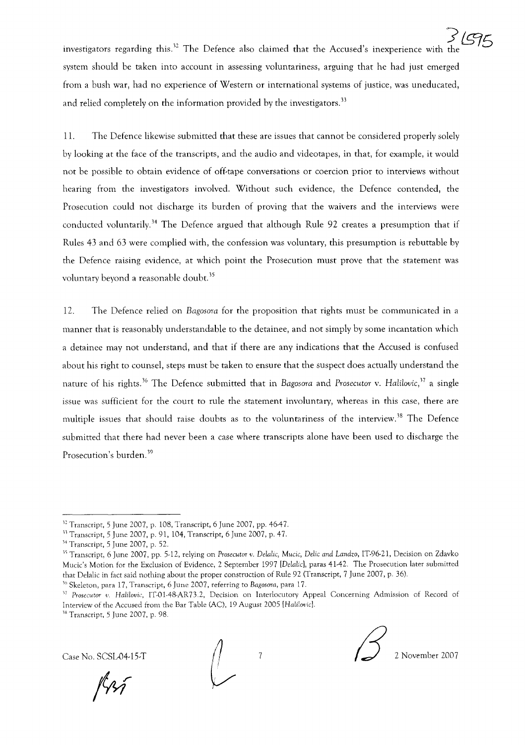investigators regarding this.[32] The Defence also claimed that the Accused's inexperience with the system should be taken into account in assessing voluntariness, arguing that he had just emerged from a bush war, had no experience of Western or international systems of justice, was uneducated, and relied completely on the information provided by the investigators.[33]

11. The Defence likewise submitted that these are issues that cannot be considered properly solely by looking at the face of the transcripts, and the audio and videotapes, in that, for example, it would not be possible to obtain evidence of off-tape conversations or coercion prior to interviews without hearing from the investigators involved. Without such evidence, the Defence contended, the Prosecution could not discharge its burden of proving that the waivers and the interviews were conducted voluntarily.[34] The Defence argued that although Rule 92 creates a presumption that if Rules 43 and 63 were complied with, the confession was voluntary, this presumption is rebuttable by the Defence raising evidence, at which point the Prosecution must prove that the statement was voluntary beyond a reasonable doubt.[35]

12. The Defence relied on *Bagosora* for the proposition that rights must be communicated in a manner that is reasonably understandable to the detainee, and not simply by some incantation which a detainee may not understand, and that if there are any indications that the Accused is confused about his right to counsel, steps must be taken to ensure that the suspect does actually understand the nature of his rights.[36] The Defence submitted that in *Bagosora* and *Prosecutor* v. *Halilovic*,[37] a single issue was sufficient for the court to rule the statement involuntary, whereas in this case, there are multiple issues that should raise doubts as to the voluntariness of the interview.[38] The Defence submitted that there had never been a case where transcripts alone have been used to discharge the Prosecution's burden.[39]

---

[32] Transcript, 5 June 2007, p. 108, Transcript, 6 June 2007, pp. 46-47.

[33] Transcript, 5 June 2007, p. 91, 104, Transcript, 6 June 2007, p. 47.

[34] Transcript, 5 June 2007, p. 52.

[35] Transcript, 6 June 2007, pp. 5-12, relying on *Prosecutor v. Delalic, Mucic, Delic and Landzo*, IT-96-21, Decision on Zdavko Mucic's Motion for the Exclusion of Evidence, 2 September 1997 [*Delalic*], paras 41-42. The Prosecution later submitted that Delalic in fact said nothing about the proper construction of Rule 92 (Transcript, 7 June 2007, p. 36).

[36] Skeleton, para 17, Transcript, 6 June 2007, referring to *Bagosora*, para 17.

[37] *Prosecutor v. Halilovic*, IT-01-48-AR73.2, Decision on Interlocutory Appeal Concerning Admission of Record of Interview of the Accused from the Bar Table (AC), 19 August 2005 [*Halilovic*].

[38] Transcript, 5 June 2007, p. 98.

Case No. SCSL-04-15-T 2 November 2007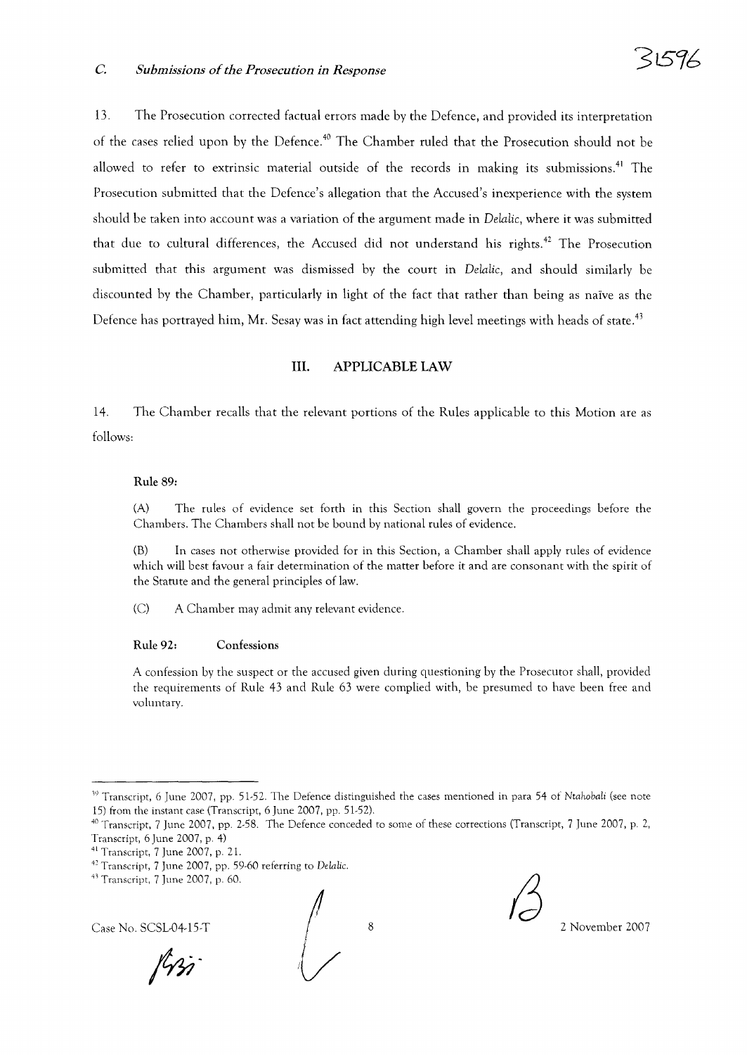### C. *Submissions of the Prosecution in Response*

13. The Prosecution corrected factual errors made by the Defence, and provided its interpretation of the cases relied upon by the Defence.[40] The Chamber ruled that the Prosecution should not be allowed to refer to extrinsic material outside of the records in making its submissions.[41] The Prosecution submitted that the Defence's allegation that the Accused's inexperience with the system should be taken into account was a variation of the argument made in *Delalic*, where it was submitted that due to cultural differences, the Accused did not understand his rights.[42] The Prosecution submitted that this argument was dismissed by the court in *Delalic*, and should similarly be discounted by the Chamber, particularly in light of the fact that rather than being as naïve as the Defence has portrayed him, Mr. Sesay was in fact attending high level meetings with heads of state.[43]

## III. APPLICABLE LAW

14. The Chamber recalls that the relevant portions of the Rules applicable to this Motion are as follows:

**Rule 89:**

(A) The rules of evidence set forth in this Section shall govern the proceedings before the Chambers. The Chambers shall not be bound by national rules of evidence.

(B) In cases not otherwise provided for in this Section, a Chamber shall apply rules of evidence which will best favour a fair determination of the matter before it and are consonant with the spirit of the Statute and the general principles of law.

(C) A Chamber may admit any relevant evidence.

**Rule 92: Confessions**

A confession by the suspect or the accused given during questioning by the Prosecutor shall, provided the requirements of Rule 43 and Rule 63 were complied with, be presumed to have been free and voluntary.

---

[39] Transcript, 6 June 2007, pp. 51-52. The Defence distinguished the cases mentioned in para 54 of *Ntahobali* (see note 15) from the instant case (Transcript, 6 June 2007, pp. 51-52).

[40] Transcript, 7 June 2007, pp. 2-58. The Defence conceded to some of these corrections (Transcript, 7 June 2007, p. 2, Transcript, 6 June 2007, p. 4)

[41] Transcript, 7 June 2007, p. 21.

[42] Transcript, 7 June 2007, pp. 59-60 referring to *Delalic*.

[43] Transcript, 7 June 2007, p. 60.

Case No. SCSL-04-15-T 2 November 2007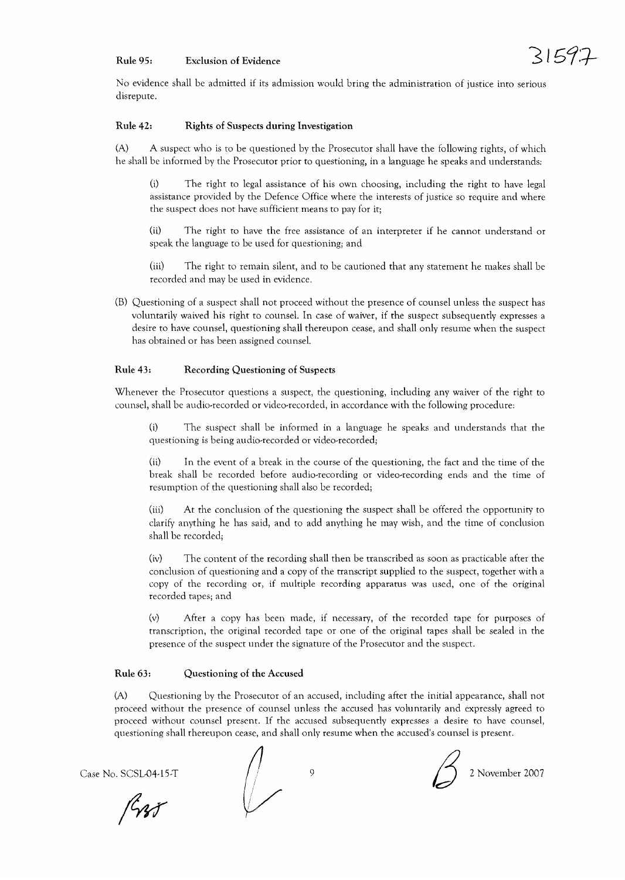**Rule 95: Exclusion of Evidence**

No evidence shall be admitted if its admission would bring the administration of justice into serious disrepute.

**Rule 42: Rights of Suspects during Investigation**

(A) A suspect who is to be questioned by the Prosecutor shall have the following rights, of which he shall be informed by the Prosecutor prior to questioning, in a language he speaks and understands:

(i) The right to legal assistance of his own choosing, including the right to have legal assistance provided by the Defence Office where the interests of justice so require and where the suspect does not have sufficient means to pay for it;

(ii) The right to have the free assistance of an interpreter if he cannot understand or speak the language to be used for questioning; and

(iii) The right to remain silent, and to be cautioned that any statement he makes shall be recorded and may be used in evidence.

(B) Questioning of a suspect shall not proceed without the presence of counsel unless the suspect has voluntarily waived his right to counsel. In case of waiver, if the suspect subsequently expresses a desire to have counsel, questioning shall thereupon cease, and shall only resume when the suspect has obtained or has been assigned counsel.

**Rule 43: Recording Questioning of Suspects**

Whenever the Prosecutor questions a suspect, the questioning, including any waiver of the right to counsel, shall be audio-recorded or video-recorded, in accordance with the following procedure:

(i) The suspect shall be informed in a language he speaks and understands that the questioning is being audio-recorded or video-recorded;

(ii) In the event of a break in the course of the questioning, the fact and the time of the break shall be recorded before audio-recording or video-recording ends and the time of resumption of the questioning shall also be recorded;

(iii) At the conclusion of the questioning the suspect shall be offered the opportunity to clarify anything he has said, and to add anything he may wish, and the time of conclusion shall be recorded;

(iv) The content of the recording shall then be transcribed as soon as practicable after the conclusion of questioning and a copy of the transcript supplied to the suspect, together with a copy of the recording or, if multiple recording apparatus was used, one of the original recorded tapes; and

(v) After a copy has been made, if necessary, of the recorded tape for purposes of transcription, the original recorded tape or one of the original tapes shall be sealed in the presence of the suspect under the signature of the Prosecutor and the suspect.

**Rule 63: Questioning of the Accused**

(A) Questioning by the Prosecutor of an accused, including after the initial appearance, shall not proceed without the presence of counsel unless the accused has voluntarily and expressly agreed to proceed without counsel present. If the accused subsequently expresses a desire to have counsel, questioning shall thereupon cease, and shall only resume when the accused's counsel is present.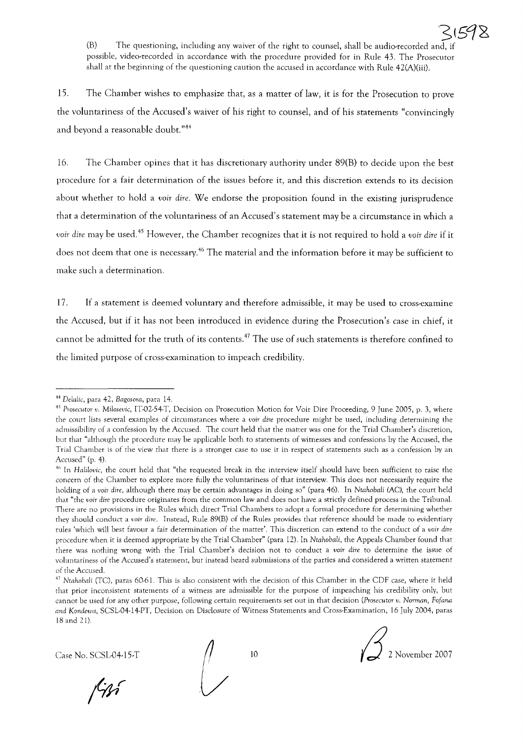(B) The questioning, including any waiver of the right to counsel, shall be audio-recorded and, if possible, video-recorded in accordance with the procedure provided for in Rule 43. The Prosecutor shall at the beginning of the questioning caution the accused in accordance with Rule 42(A)(iii).

15. The Chamber wishes to emphasize that, as a matter of law, it is for the Prosecution to prove the voluntariness of the Accused's waiver of his right to counsel, and of his statements "convincingly and beyond a reasonable doubt."[44]

16. The Chamber opines that it has discretionary authority under 89(B) to decide upon the best procedure for a fair determination of the issues before it, and this discretion extends to its decision about whether to hold a *voir dire*. We endorse the proposition found in the existing jurisprudence that a determination of the voluntariness of an Accused's statement may be a circumstance in which a *voir dire* may be used.[45] However, the Chamber recognizes that it is not required to hold a *voir dire* if it does not deem that one is necessary.[46] The material and the information before it may be sufficient to make such a determination.

17. If a statement is deemed voluntary and therefore admissible, it may be used to cross-examine the Accused, but if it has not been introduced in evidence during the Prosecution's case in chief, it cannot be admitted for the truth of its contents.[47] The use of such statements is therefore confined to the limited purpose of cross-examination to impeach credibility.

---

[44] *Delalic*, para 42, *Bagosora*, para 14.

[45] *Prosecutor v. Milosevic*, IT-02-54-T, Decision on Prosecution Motion for Voir Dire Proceeding, 9 June 2005, p. 3, where the court lists several examples of circumstances where a *voir dire* procedure might be used, including determining the admissibility of a confession by the Accused. The court held that the matter was one for the Trial Chamber's discretion, but that "although the procedure may be applicable both to statements of witnesses and confessions by the Accused, the Trial Chamber is of the view that there is a stronger case to use it in respect of statements such as a confession by an Accused" (p. 4).

[46] In *Halilovic*, the court held that "the requested break in the interview itself should have been sufficient to raise the concern of the Chamber to explore more fully the voluntariness of that interview. This does not necessarily require the holding of a *voir dire*, although there may be certain advantages in doing so" (para 46). In *Ntahobali (AC)*, the court held that "the *voir dire* procedure originates from the common law and does not have a strictly defined process in the Tribunal. There are no provisions in the Rules which direct Trial Chambers to adopt a formal procedure for determining whether they should conduct a *voir dire*. Instead, Rule 89(B) of the Rules provides that reference should be made to evidentiary rules 'which will best favour a fair determination of the matter'. This discretion can extend to the conduct of a *voir dire* procedure when it is deemed appropriate by the Trial Chamber" (para 12). In *Ntahobali*, the Appeals Chamber found that there was nothing wrong with the Trial Chamber's decision not to conduct a *voir dire* to determine the issue of voluntariness of the Accused's statement, but instead heard submissions of the parties and considered a written statement of the Accused.

[47] *Ntahobali* (TC), paras 60-61. This is also consistent with the decision of this Chamber in the CDF case, where it held that prior inconsistent statements of a witness are admissible for the purpose of impeaching his credibility only, but cannot be used for any other purpose, following certain requirements set out in that decision (*Prosecutor v. Norman, Fofana and Kondewa*, SCSL-04-14-PT, Decision on Disclosure of Witness Statements and Cross-Examination, 16 July 2004, paras 18 and 21).

Case No. SCSL-04-15-T — 2 November 2007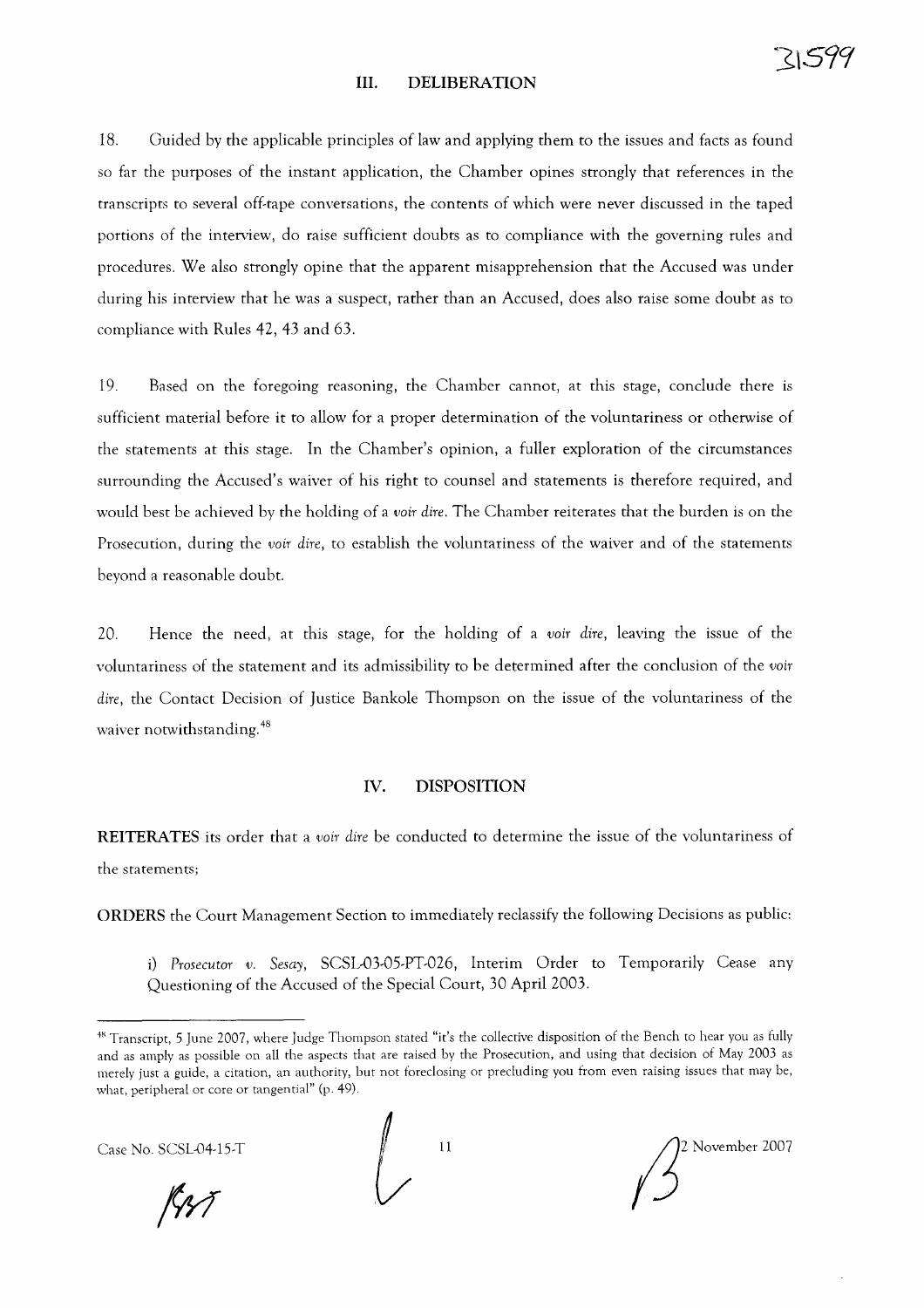## III. DELIBERATION

18. Guided by the applicable principles of law and applying them to the issues and facts as found so far the purposes of the instant application, the Chamber opines strongly that references in the transcripts to several off-tape conversations, the contents of which were never discussed in the taped portions of the interview, do raise sufficient doubts as to compliance with the governing rules and procedures. We also strongly opine that the apparent misapprehension that the Accused was under during his interview that he was a suspect, rather than an Accused, does also raise some doubt as to compliance with Rules 42, 43 and 63.

19. Based on the foregoing reasoning, the Chamber cannot, at this stage, conclude there is sufficient material before it to allow for a proper determination of the voluntariness or otherwise of the statements at this stage. In the Chamber's opinion, a fuller exploration of the circumstances surrounding the Accused's waiver of his right to counsel and statements is therefore required, and would best be achieved by the holding of a *voir dire*. The Chamber reiterates that the burden is on the Prosecution, during the *voir dire*, to establish the voluntariness of the waiver and of the statements beyond a reasonable doubt.

20. Hence the need, at this stage, for the holding of a *voir dire*, leaving the issue of the voluntariness of the statement and its admissibility to be determined after the conclusion of the *voir dire*, the Contact Decision of Justice Bankole Thompson on the issue of the voluntariness of the waiver notwithstanding.[48]

## IV. DISPOSITION

**REITERATES** its order that a *voir dire* be conducted to determine the issue of the voluntariness of the statements;

**ORDERS** the Court Management Section to immediately reclassify the following Decisions as public:

i) *Prosecutor v. Sesay*, SCSL-03-05-PT-026, Interim Order to Temporarily Cease any Questioning of the Accused of the Special Court, 30 April 2003.

---

[48] Transcript, 5 June 2007, where Judge Thompson stated "it's the collective disposition of the Bench to hear you as fully and as amply as possible on all the aspects that are raised by the Prosecution, and using that decision of May 2003 as merely just a guide, a citation, an authority, but not foreclosing or precluding you from even raising issues that may be, what, peripheral or core or tangential" (p. 49).

Case No. SCSL-04-15-T

2 November 2007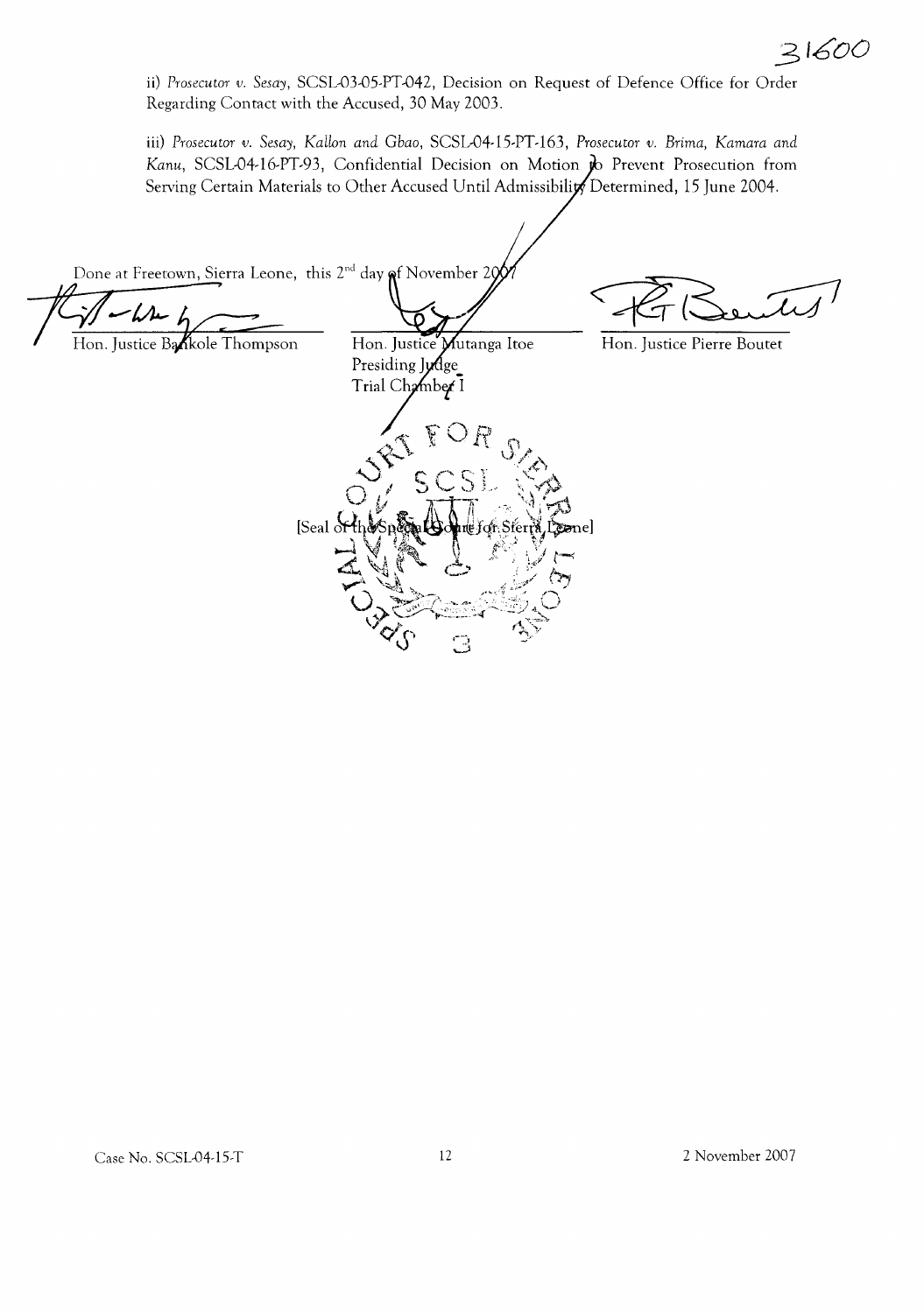ii) *Prosecutor v. Sesay*, SCSL-03-05-PT-042, Decision on Request of Defence Office for Order Regarding Contact with the Accused, 30 May 2003.

iii) *Prosecutor v. Sesay, Kallon and Gbao*, SCSL-04-15-PT-163, *Prosecutor v. Brima, Kamara and Kanu*, SCSL-04-16-PT-93, Confidential Decision on Motion to Prevent Prosecution from Serving Certain Materials to Other Accused Until Admissibility Determined, 15 June 2004.

Done at Freetown, Sierra Leone, this 2nd day of November 2007

| | | |
|---|---|---|
| Hon. Justice Bankole Thompson | Hon. Justice Mutanga Itoe<br>Presiding Judge<br>Trial Chamber I | Hon. Justice Pierre Boutet |

[Seal of the Special Court for Sierra Leone]